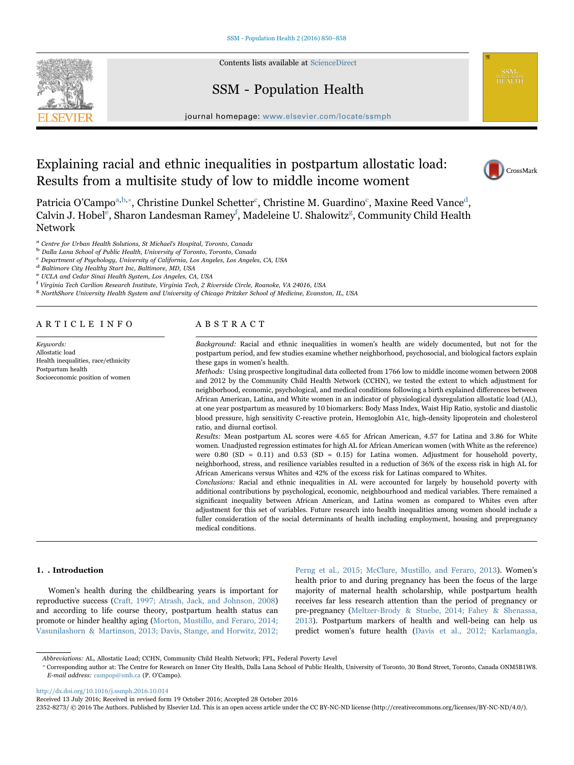# Explaining racial and ethnic inequalities in postpartum allostatic load: Results from a multisite study of low to middle income woment

Patricia O'Campo[a,b,*], Christine Dunkel Schetter[c], Christine M. Guardino[c], Maxine Reed Vance[d], Calvin J. Hobel[e], Sharon Landesman Ramey[f], Madeleine U. Shalowitz[g], Community Child Health Network

[a] Centre for Urban Health Solutions, St Michael's Hospital, Toronto, Canada
[b] Dalla Lana School of Public Health, University of Toronto, Toronto, Canada
[c] Department of Psychology, University of California, Los Angeles, Los Angeles, CA, USA
[d] Baltimore City Healthy Start Inc, Baltimore, MD, USA
[e] UCLA and Cedar Sinai Health System, Los Angeles, CA, USA
[f] Virginia Tech Carilion Research Institute, Virginia Tech, 2 Riverside Circle, Roanoke, VA 24016, USA
[g] NorthShore University Health System and University of Chicago Pritzker School of Medicine, Evanston, IL, USA

## ARTICLE INFO

*Keywords:*
Allostatic load
Health inequalities, race/ethnicity
Postpartum health
Socioeconomic position of women

## ABSTRACT

*Background:* Racial and ethnic inequalities in women's health are widely documented, but not for the postpartum period, and few studies examine whether neighborhood, psychosocial, and biological factors explain these gaps in women's health.

*Methods:* Using prospective longitudinal data collected from 1766 low to middle income women between 2008 and 2012 by the Community Child Health Network (CCHN), we tested the extent to which adjustment for neighborhood, economic, psychological, and medical conditions following a birth explained differences between African American, Latina, and White women in an indicator of physiological dysregulation allostatic load (AL), at one year postpartum as measured by 10 biomarkers: Body Mass Index, Waist Hip Ratio, systolic and diastolic blood pressure, high sensitivity C-reactive protein, Hemoglobin A1c, high-density lipoprotein and cholesterol ratio, and diurnal cortisol.

*Results:* Mean postpartum AL scores were 4.65 for African American, 4.57 for Latina and 3.86 for White women. Unadjusted regression estimates for high AL for African American women (with White as the reference) were 0.80 (SD = 0.11) and 0.53 (SD = 0.15) for Latina women. Adjustment for household poverty, neighborhood, stress, and resilience variables resulted in a reduction of 36% of the excess risk in high AL for African Americans versus Whites and 42% of the excess risk for Latinas compared to Whites.

*Conclusions:* Racial and ethnic inequalities in AL were accounted for largely by household poverty with additional contributions by psychological, economic, neighbourhood and medical variables. There remained a significant inequality between African American, and Latina women as compared to Whites even after adjustment for this set of variables. Future research into health inequalities among women should include a fuller consideration of the social determinants of health including employment, housing and prepregnancy medical conditions.

## 1. . Introduction

Women's health during the childbearing years is important for reproductive success (Craft, 1997; Atrash, Jack, and Johnson, 2008) and according to life course theory, postpartum health status can promote or hinder healthy aging (Morton, Mustillo, and Feraro, 2014; Vasunilashorn & Martinson, 2013; Davis, Stange, and Horwitz, 2012; Perng et al., 2015; McClure, Mustillo, and Feraro, 2013). Women's health prior to and during pregnancy has been the focus of the large majority of maternal health scholarship, while postpartum health receives far less research attention than the period of pregnancy or pre-pregnancy (Meltzer-Brody & Stuebe, 2014; Fahey & Shenassa, 2013). Postpartum markers of health and well-being can help us predict women's future health (Davis et al., 2012; Karlamangla,

*Abbreviations:* AL, Allostatic Load; CCHN, Community Child Health Network; FPL, Federal Poverty Level

* Corresponding author at: The Centre for Research on Inner City Health, Dalla Lana School of Public Health, University of Toronto, 30 Bond Street, Toronto, Canada ONM5B1W8.
*E-mail address:* campop@smh.ca (P. O'Campo).

http://dx.doi.org/10.1016/j.ssmph.2016.10.014
Received 13 July 2016; Received in revised form 19 October 2016; Accepted 28 October 2016
2352-8273/ © 2016 The Authors. Published by Elsevier Ltd. This is an open access article under the CC BY-NC-ND license (http://creativecommons.org/licenses/BY-NC-ND/4.0/).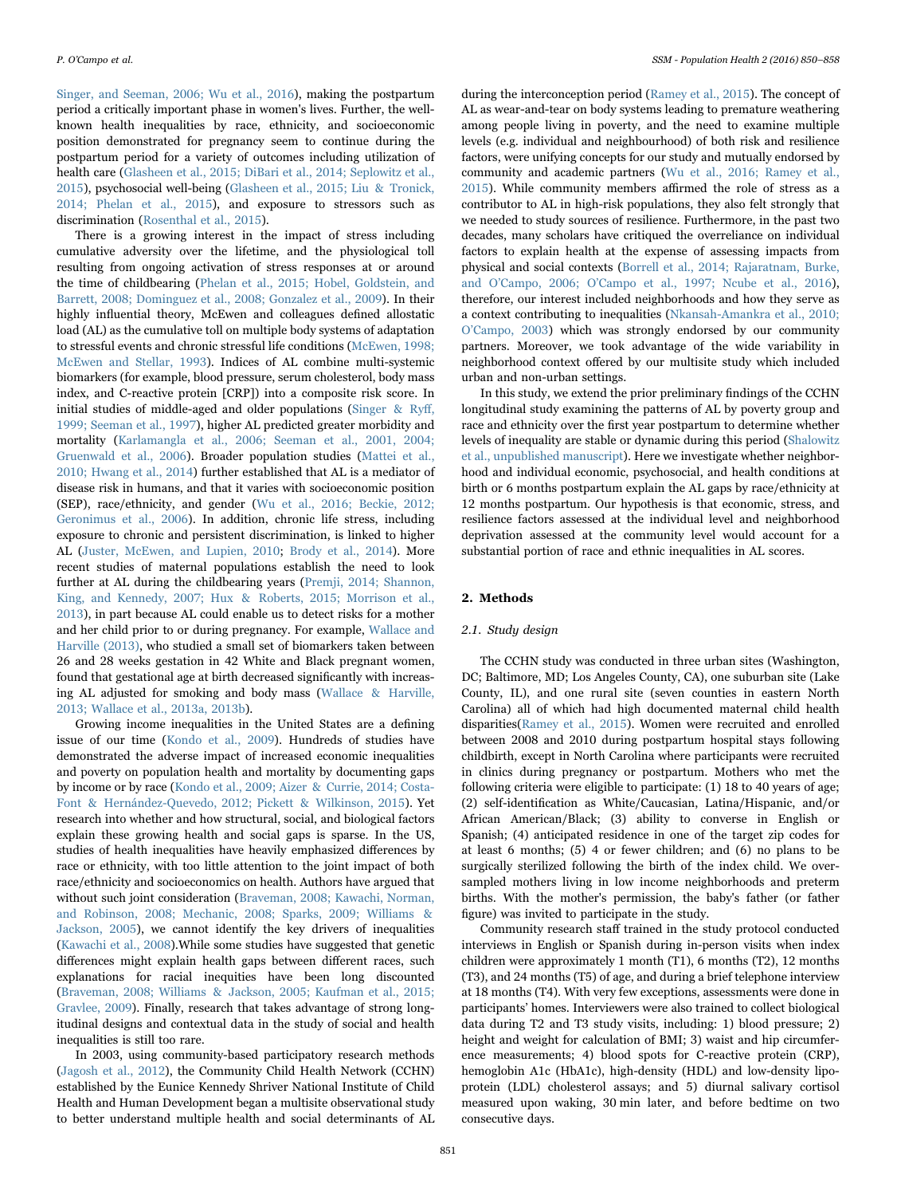Singer, and Seeman, 2006; Wu et al., 2016), making the postpartum period a critically important phase in women's lives. Further, the well-known health inequalities by race, ethnicity, and socioeconomic position demonstrated for pregnancy seem to continue during the postpartum period for a variety of outcomes including utilization of health care (Glasheen et al., 2015; DiBari et al., 2014; Seplowitz et al., 2015), psychosocial well-being (Glasheen et al., 2015; Liu & Tronick, 2014; Phelan et al., 2015), and exposure to stressors such as discrimination (Rosenthal et al., 2015).

There is a growing interest in the impact of stress including cumulative adversity over the lifetime, and the physiological toll resulting from ongoing activation of stress responses at or around the time of childbearing (Phelan et al., 2015; Hobel, Goldstein, and Barrett, 2008; Dominguez et al., 2008; Gonzalez et al., 2009). In their highly influential theory, McEwen and colleagues defined allostatic load (AL) as the cumulative toll on multiple body systems of adaptation to stressful events and chronic stressful life conditions (McEwen, 1998; McEwen and Stellar, 1993). Indices of AL combine multi-systemic biomarkers (for example, blood pressure, serum cholesterol, body mass index, and C-reactive protein [CRP]) into a composite risk score. In initial studies of middle-aged and older populations (Singer & Ryff, 1999; Seeman et al., 1997), higher AL predicted greater morbidity and mortality (Karlamangla et al., 2006; Seeman et al., 2001, 2004; Gruenwald et al., 2006). Broader population studies (Mattei et al., 2010; Hwang et al., 2014) further established that AL is a mediator of disease risk in humans, and that it varies with socioeconomic position (SEP), race/ethnicity, and gender (Wu et al., 2016; Beckie, 2012; Geronimus et al., 2006). In addition, chronic life stress, including exposure to chronic and persistent discrimination, is linked to higher AL (Juster, McEwen, and Lupien, 2010; Brody et al., 2014). More recent studies of maternal populations establish the need to look further at AL during the childbearing years (Premji, 2014; Shannon, King, and Kennedy, 2007; Hux & Roberts, 2015; Morrison et al., 2013), in part because AL could enable us to detect risks for a mother and her child prior to or during pregnancy. For example, Wallace and Harville (2013), who studied a small set of biomarkers taken between 26 and 28 weeks gestation in 42 White and Black pregnant women, found that gestational age at birth decreased significantly with increasing AL adjusted for smoking and body mass (Wallace & Harville, 2013; Wallace et al., 2013a, 2013b).

Growing income inequalities in the United States are a defining issue of our time (Kondo et al., 2009). Hundreds of studies have demonstrated the adverse impact of increased economic inequalities and poverty on population health and mortality by documenting gaps by income or by race (Kondo et al., 2009; Aizer & Currie, 2014; Costa-Font & Hernández-Quevedo, 2012; Pickett & Wilkinson, 2015). Yet research into whether and how structural, social, and biological factors explain these growing health and social gaps is sparse. In the US, studies of health inequalities have heavily emphasized differences by race or ethnicity, with too little attention to the joint impact of both race/ethnicity and socioeconomics on health. Authors have argued that without such joint consideration (Braveman, 2008; Kawachi, Norman, and Robinson, 2008; Mechanic, 2008; Sparks, 2009; Williams & Jackson, 2005), we cannot identify the key drivers of inequalities (Kawachi et al., 2008).While some studies have suggested that genetic differences might explain health gaps between different races, such explanations for racial inequities have been long discounted (Braveman, 2008; Williams & Jackson, 2005; Kaufman et al., 2015; Gravlee, 2009). Finally, research that takes advantage of strong longitudinal designs and contextual data in the study of social and health inequalities is still too rare.

In 2003, using community-based participatory research methods (Jagosh et al., 2012), the Community Child Health Network (CCHN) established by the Eunice Kennedy Shriver National Institute of Child Health and Human Development began a multisite observational study to better understand multiple health and social determinants of AL during the interconception period (Ramey et al., 2015). The concept of AL as wear-and-tear on body systems leading to premature weathering among people living in poverty, and the need to examine multiple levels (e.g. individual and neighbourhood) of both risk and resilience factors, were unifying concepts for our study and mutually endorsed by community and academic partners (Wu et al., 2016; Ramey et al., 2015). While community members affirmed the role of stress as a contributor to AL in high-risk populations, they also felt strongly that we needed to study sources of resilience. Furthermore, in the past two decades, many scholars have critiqued the overreliance on individual factors to explain health at the expense of assessing impacts from physical and social contexts (Borrell et al., 2014; Rajaratnam, Burke, and O'Campo, 2006; O'Campo et al., 1997; Ncube et al., 2016), therefore, our interest included neighborhoods and how they serve as a context contributing to inequalities (Nkansah-Amankra et al., 2010; O'Campo, 2003) which was strongly endorsed by our community partners. Moreover, we took advantage of the wide variability in neighborhood context offered by our multisite study which included urban and non-urban settings.

In this study, we extend the prior preliminary findings of the CCHN longitudinal study examining the patterns of AL by poverty group and race and ethnicity over the first year postpartum to determine whether levels of inequality are stable or dynamic during this period (Shalowitz et al., unpublished manuscript). Here we investigate whether neighborhood and individual economic, psychosocial, and health conditions at birth or 6 months postpartum explain the AL gaps by race/ethnicity at 12 months postpartum. Our hypothesis is that economic, stress, and resilience factors assessed at the individual level and neighborhood deprivation assessed at the community level would account for a substantial portion of race and ethnic inequalities in AL scores.

## 2. Methods

### 2.1. Study design

The CCHN study was conducted in three urban sites (Washington, DC; Baltimore, MD; Los Angeles County, CA), one suburban site (Lake County, IL), and one rural site (seven counties in eastern North Carolina) all of which had high documented maternal child health disparities(Ramey et al., 2015). Women were recruited and enrolled between 2008 and 2010 during postpartum hospital stays following childbirth, except in North Carolina where participants were recruited in clinics during pregnancy or postpartum. Mothers who met the following criteria were eligible to participate: (1) 18 to 40 years of age; (2) self-identification as White/Caucasian, Latina/Hispanic, and/or African American/Black; (3) ability to converse in English or Spanish; (4) anticipated residence in one of the target zip codes for at least 6 months; (5) 4 or fewer children; and (6) no plans to be surgically sterilized following the birth of the index child. We over-sampled mothers living in low income neighborhoods and preterm births. With the mother's permission, the baby's father (or father figure) was invited to participate in the study.

Community research staff trained in the study protocol conducted interviews in English or Spanish during in-person visits when index children were approximately 1 month (T1), 6 months (T2), 12 months (T3), and 24 months (T5) of age, and during a brief telephone interview at 18 months (T4). With very few exceptions, assessments were done in participants' homes. Interviewers were also trained to collect biological data during T2 and T3 study visits, including: 1) blood pressure; 2) height and weight for calculation of BMI; 3) waist and hip circumference measurements; 4) blood spots for C-reactive protein (CRP), hemoglobin A1c (HbA1c), high-density (HDL) and low-density lipoprotein (LDL) cholesterol assays; and 5) diurnal salivary cortisol measured upon waking, 30 min later, and before bedtime on two consecutive days.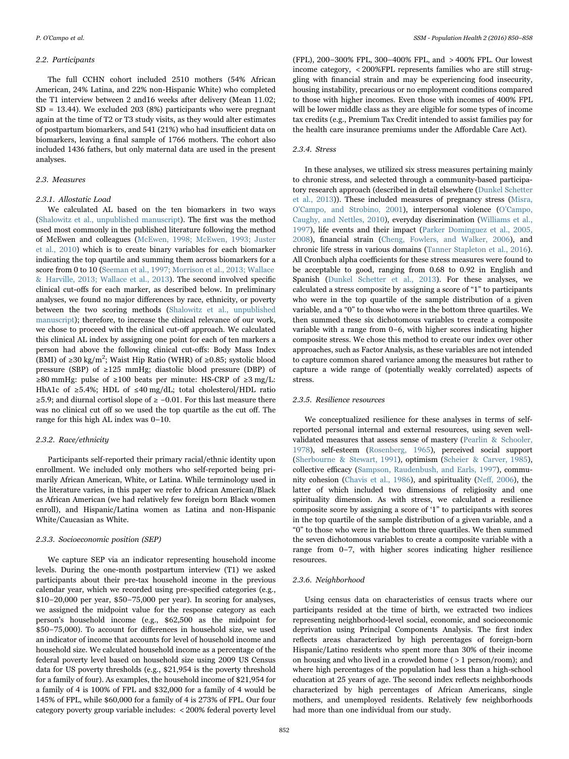### 2.2. Participants

The full CCHN cohort included 2510 mothers (54% African American, 24% Latina, and 22% non-Hispanic White) who completed the T1 interview between 2 and16 weeks after delivery (Mean 11.02; SD = 13.44). We excluded 203 (8%) participants who were pregnant again at the time of T2 or T3 study visits, as they would alter estimates of postpartum biomarkers, and 541 (21%) who had insufficient data on biomarkers, leaving a final sample of 1766 mothers. The cohort also included 1436 fathers, but only maternal data are used in the present analyses.

### 2.3. Measures

#### 2.3.1. Allostatic Load

We calculated AL based on the ten biomarkers in two ways (Shalowitz et al., unpublished manuscript). The first was the method used most commonly in the published literature following the method of McEwen and colleagues (McEwen, 1998; McEwen, 1993; Juster et al., 2010) which is to create binary variables for each biomarker indicating the top quartile and summing them across biomarkers for a score from 0 to 10 (Seeman et al., 1997; Morrison et al., 2013; Wallace & Harville, 2013; Wallace et al., 2013). The second involved specific clinical cut-offs for each marker, as described below. In preliminary analyses, we found no major differences by race, ethnicity, or poverty between the two scoring methods (Shalowitz et al., unpublished manuscript); therefore, to increase the clinical relevance of our work, we chose to proceed with the clinical cut-off approach. We calculated this clinical AL index by assigning one point for each of ten markers a person had above the following clinical cut-offs: Body Mass Index (BMI) of ≥30 kg/m$^2$; Waist Hip Ratio (WHR) of ≥0.85; systolic blood pressure (SBP) of ≥125 mmHg; diastolic blood pressure (DBP) of ≥80 mmHg: pulse of ≥100 beats per minute: HS-CRP of ≥3 mg/L: HbA1c of ≥5.4%; HDL of ≤40 mg/dL; total cholesterol/HDL ratio ≥5.9; and diurnal cortisol slope of ≥ −0.01. For this last measure there was no clinical cut off so we used the top quartile as the cut off. The range for this high AL index was 0–10.

#### 2.3.2. Race/ethnicity

Participants self-reported their primary racial/ethnic identity upon enrollment. We included only mothers who self-reported being primarily African American, White, or Latina. While terminology used in the literature varies, in this paper we refer to African American/Black as African American (we had relatively few foreign born Black women enroll), and Hispanic/Latina women as Latina and non-Hispanic White/Caucasian as White.

#### 2.3.3. Socioeconomic position (SEP)

We capture SEP via an indicator representing household income levels. During the one-month postpartum interview (T1) we asked participants about their pre-tax household income in the previous calendar year, which we recorded using pre-specified categories (e.g., \$10–20,000 per year, \$50–75,000 per year). In scoring for analyses, we assigned the midpoint value for the response category as each person's household income (e.g., \$62,500 as the midpoint for \$50–75,000). To account for differences in household size, we used an indicator of income that accounts for level of household income and household size. We calculated household income as a percentage of the federal poverty level based on household size using 2009 US Census data for US poverty thresholds (e.g., \$21,954 is the poverty threshold for a family of four). As examples, the household income of \$21,954 for a family of 4 is 100% of FPL and \$32,000 for a family of 4 would be 145% of FPL, while \$60,000 for a family of 4 is 273% of FPL. Our four category poverty group variable includes: < 200% federal poverty level (FPL), 200–300% FPL, 300–400% FPL, and > 400% FPL. Our lowest income category, < 200%FPL represents families who are still struggling with financial strain and may be experiencing food insecurity, housing instability, precarious or no employment conditions compared to those with higher incomes. Even those with incomes of 400% FPL will be lower middle class as they are eligible for some types of income tax credits (e.g., Premium Tax Credit intended to assist families pay for the health care insurance premiums under the Affordable Care Act).

#### 2.3.4. Stress

In these analyses, we utilized six stress measures pertaining mainly to chronic stress, and selected through a community-based participatory research approach (described in detail elsewhere (Dunkel Schetter et al., 2013)). These included measures of pregnancy stress (Misra, O'Campo, and Strobino, 2001), interpersonal violence (O'Campo, Caughy, and Nettles, 2010), everyday discrimination (Williams et al., 1997), life events and their impact (Parker Dominguez et al., 2005, 2008), financial strain (Cheng, Fowlers, and Walker, 2006), and chronic life stress in various domains (Tanner Stapleton et al., 2016). All Cronbach alpha coefficients for these stress measures were found to be acceptable to good, ranging from 0.68 to 0.92 in English and Spanish (Dunkel Schetter et al., 2013). For these analyses, we calculated a stress composite by assigning a score of "1" to participants who were in the top quartile of the sample distribution of a given variable, and a "0" to those who were in the bottom three quartiles. We then summed these six dichotomous variables to create a composite variable with a range from 0–6, with higher scores indicating higher composite stress. We chose this method to create our index over other approaches, such as Factor Analysis, as these variables are not intended to capture common shared variance among the measures but rather to capture a wide range of (potentially weakly correlated) aspects of stress.

#### 2.3.5. Resilience resources

We conceptualized resilience for these analyses in terms of self-reported personal internal and external resources, using seven well-validated measures that assess sense of mastery (Pearlin & Schooler, 1978), self-esteem (Rosenberg, 1965), perceived social support (Sherbourne & Stewart, 1991), optimism (Scheier & Carver, 1985), collective efficacy (Sampson, Raudenbush, and Earls, 1997), community cohesion (Chavis et al., 1986), and spirituality (Neff, 2006), the latter of which included two dimensions of religiosity and one spirituality dimension. As with stress, we calculated a resilience composite score by assigning a score of '1" to participants with scores in the top quartile of the sample distribution of a given variable, and a "0" to those who were in the bottom three quartiles. We then summed the seven dichotomous variables to create a composite variable with a range from 0–7, with higher scores indicating higher resilience resources.

#### 2.3.6. Neighborhood

Using census data on characteristics of census tracts where our participants resided at the time of birth, we extracted two indices representing neighborhood-level social, economic, and socioeconomic deprivation using Principal Components Analysis. The first index reflects areas characterized by high percentages of foreign-born Hispanic/Latino residents who spent more than 30% of their income on housing and who lived in a crowded home ( > 1 person/room); and where high percentages of the population had less than a high-school education at 25 years of age. The second index reflects neighborhoods characterized by high percentages of African Americans, single mothers, and unemployed residents. Relatively few neighborhoods had more than one individual from our study.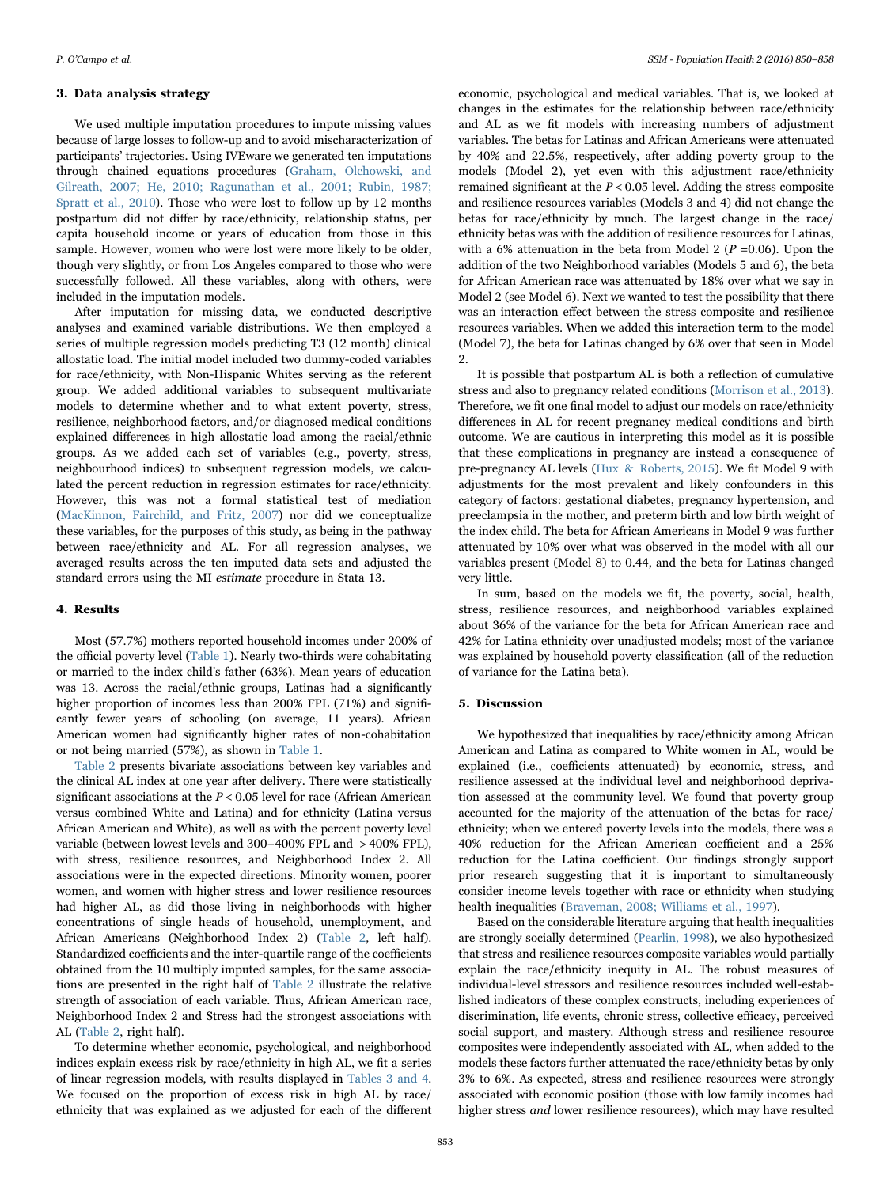## 3. Data analysis strategy

We used multiple imputation procedures to impute missing values because of large losses to follow-up and to avoid mischaracterization of participants' trajectories. Using IVEware we generated ten imputations through chained equations procedures (Graham, Olchowski, and Gilreath, 2007; He, 2010; Ragunathan et al., 2001; Rubin, 1987; Spratt et al., 2010). Those who were lost to follow up by 12 months postpartum did not differ by race/ethnicity, relationship status, per capita household income or years of education from those in this sample. However, women who were lost were more likely to be older, though very slightly, or from Los Angeles compared to those who were successfully followed. All these variables, along with others, were included in the imputation models.

After imputation for missing data, we conducted descriptive analyses and examined variable distributions. We then employed a series of multiple regression models predicting T3 (12 month) clinical allostatic load. The initial model included two dummy-coded variables for race/ethnicity, with Non-Hispanic Whites serving as the referent group. We added additional variables to subsequent multivariate models to determine whether and to what extent poverty, stress, resilience, neighborhood factors, and/or diagnosed medical conditions explained differences in high allostatic load among the racial/ethnic groups. As we added each set of variables (e.g., poverty, stress, neighbourhood indices) to subsequent regression models, we calculated the percent reduction in regression estimates for race/ethnicity. However, this was not a formal statistical test of mediation (MacKinnon, Fairchild, and Fritz, 2007) nor did we conceptualize these variables, for the purposes of this study, as being in the pathway between race/ethnicity and AL. For all regression analyses, we averaged results across the ten imputed data sets and adjusted the standard errors using the MI *estimate* procedure in Stata 13.

## 4. Results

Most (57.7%) mothers reported household incomes under 200% of the official poverty level (Table 1). Nearly two-thirds were cohabitating or married to the index child's father (63%). Mean years of education was 13. Across the racial/ethnic groups, Latinas had a significantly higher proportion of incomes less than 200% FPL (71%) and significantly fewer years of schooling (on average, 11 years). African American women had significantly higher rates of non-cohabitation or not being married (57%), as shown in Table 1.

Table 2 presents bivariate associations between key variables and the clinical AL index at one year after delivery. There were statistically significant associations at the $P < 0.05$ level for race (African American versus combined White and Latina) and for ethnicity (Latina versus African American and White), as well as with the percent poverty level variable (between lowest levels and 300–400% FPL and >400% FPL), with stress, resilience resources, and Neighborhood Index 2. All associations were in the expected directions. Minority women, poorer women, and women with higher stress and lower resilience resources had higher AL, as did those living in neighborhoods with higher concentrations of single heads of household, unemployment, and African Americans (Neighborhood Index 2) (Table 2, left half). Standardized coefficients and the inter-quartile range of the coefficients obtained from the 10 multiply imputed samples, for the same associations are presented in the right half of Table 2 illustrate the relative strength of association of each variable. Thus, African American race, Neighborhood Index 2 and Stress had the strongest associations with AL (Table 2, right half).

To determine whether economic, psychological, and neighborhood indices explain excess risk by race/ethnicity in high AL, we fit a series of linear regression models, with results displayed in Tables 3 and 4. We focused on the proportion of excess risk in high AL by race/ethnicity that was explained as we adjusted for each of the different economic, psychological and medical variables. That is, we looked at changes in the estimates for the relationship between race/ethnicity and AL as we fit models with increasing numbers of adjustment variables. The betas for Latinas and African Americans were attenuated by 40% and 22.5%, respectively, after adding poverty group to the models (Model 2), yet even with this adjustment race/ethnicity remained significant at the $P < 0.05$ level. Adding the stress composite and resilience resources variables (Models 3 and 4) did not change the betas for race/ethnicity by much. The largest change in the race/ethnicity betas was with the addition of resilience resources for Latinas, with a 6% attenuation in the beta from Model 2 ($P = 0.06$). Upon the addition of the two Neighborhood variables (Models 5 and 6), the beta for African American race was attenuated by 18% over what we say in Model 2 (see Model 6). Next we wanted to test the possibility that there was an interaction effect between the stress composite and resilience resources variables. When we added this interaction term to the model (Model 7), the beta for Latinas changed by 6% over that seen in Model 2.

It is possible that postpartum AL is both a reflection of cumulative stress and also to pregnancy related conditions (Morrison et al., 2013). Therefore, we fit one final model to adjust our models on race/ethnicity differences in AL for recent pregnancy medical conditions and birth outcome. We are cautious in interpreting this model as it is possible that these complications in pregnancy are instead a consequence of pre-pregnancy AL levels (Hux & Roberts, 2015). We fit Model 9 with adjustments for the most prevalent and likely confounders in this category of factors: gestational diabetes, pregnancy hypertension, and preeclampsia in the mother, and preterm birth and low birth weight of the index child. The beta for African Americans in Model 9 was further attenuated by 10% over what was observed in the model with all our variables present (Model 8) to 0.44, and the beta for Latinas changed very little.

In sum, based on the models we fit, the poverty, social, health, stress, resilience resources, and neighborhood variables explained about 36% of the variance for the beta for African American race and 42% for Latina ethnicity over unadjusted models; most of the variance was explained by household poverty classification (all of the reduction of variance for the Latina beta).

## 5. Discussion

We hypothesized that inequalities by race/ethnicity among African American and Latina as compared to White women in AL, would be explained (i.e., coefficients attenuated) by economic, stress, and resilience assessed at the individual level and neighborhood deprivation assessed at the community level. We found that poverty group accounted for the majority of the attenuation of the betas for race/ethnicity; when we entered poverty levels into the models, there was a 40% reduction for the African American coefficient and a 25% reduction for the Latina coefficient. Our findings strongly support prior research suggesting that it is important to simultaneously consider income levels together with race or ethnicity when studying health inequalities (Braveman, 2008; Williams et al., 1997).

Based on the considerable literature arguing that health inequalities are strongly socially determined (Pearlin, 1998), we also hypothesized that stress and resilience resources composite variables would partially explain the race/ethnicity inequity in AL. The robust measures of individual-level stressors and resilience resources included well-established indicators of these complex constructs, including experiences of discrimination, life events, chronic stress, collective efficacy, perceived social support, and mastery. Although stress and resilience resource composites were independently associated with AL, when added to the models these factors further attenuated the race/ethnicity betas by only 3% to 6%. As expected, stress and resilience resources were strongly associated with economic position (those with low family incomes had higher stress *and* lower resilience resources), which may have resulted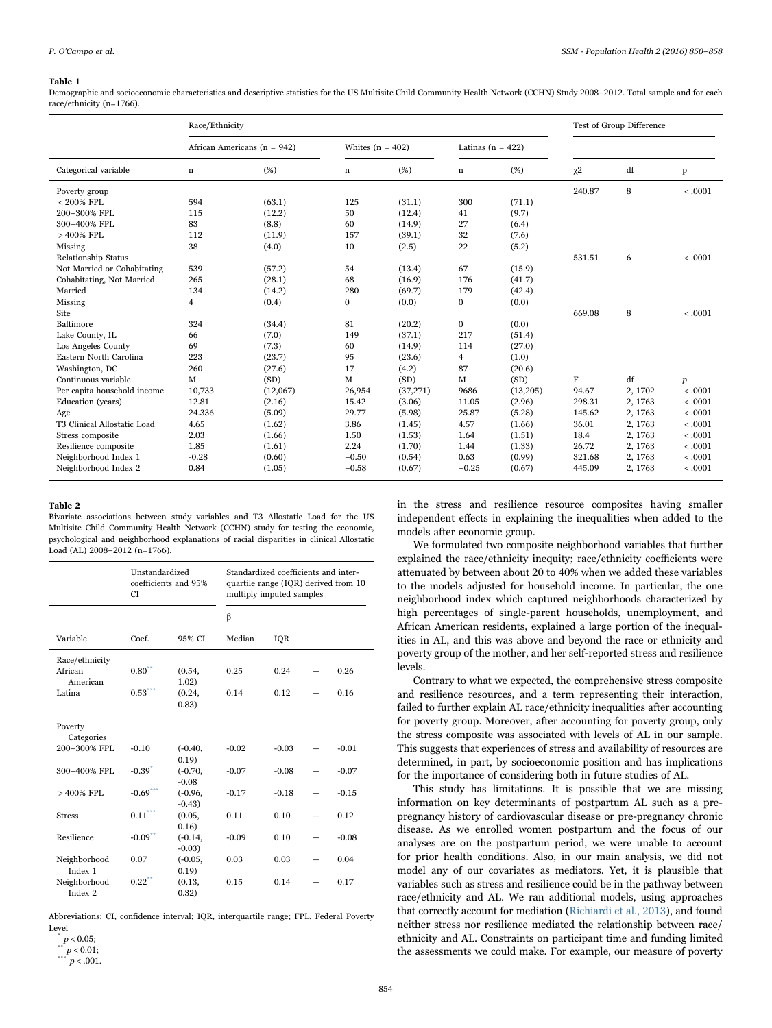**Table 1**

Demographic and socioeconomic characteristics and descriptive statistics for the US Multisite Child Community Health Network (CCHN) Study 2008–2012. Total sample and for each race/ethnicity (n=1766).

| | Race/Ethnicity | | | | | | Test of Group Difference | | |
|---|---|---|---|---|---|---|---|---|---|
| | African Americans (n = 942) | | Whites (n = 402) | | Latinas (n = 422) | | | | |
| Categorical variable | n | (%) | n | (%) | n | (%) | χ2 | df | p |
| Poverty group | | | | | | | 240.87 | 8 | < .0001 |
| < 200% FPL | 594 | (63.1) | 125 | (31.1) | 300 | (71.1) | | | |
| 200–300% FPL | 115 | (12.2) | 50 | (12.4) | 41 | (9.7) | | | |
| 300–400% FPL | 83 | (8.8) | 60 | (14.9) | 27 | (6.4) | | | |
| > 400% FPL | 112 | (11.9) | 157 | (39.1) | 32 | (7.6) | | | |
| Missing | 38 | (4.0) | 10 | (2.5) | 22 | (5.2) | | | |
| Relationship Status | | | | | | | 531.51 | 6 | < .0001 |
| Not Married or Cohabitating | 539 | (57.2) | 54 | (13.4) | 67 | (15.9) | | | |
| Cohabitating, Not Married | 265 | (28.1) | 68 | (16.9) | 176 | (41.7) | | | |
| Married | 134 | (14.2) | 280 | (69.7) | 179 | (42.4) | | | |
| Missing | 4 | (0.4) | 0 | (0.0) | 0 | (0.0) | | | |
| Site | | | | | | | 669.08 | 8 | < .0001 |
| Baltimore | 324 | (34.4) | 81 | (20.2) | 0 | (0.0) | | | |
| Lake County, IL | 66 | (7.0) | 149 | (37.1) | 217 | (51.4) | | | |
| Los Angeles County | 69 | (7.3) | 60 | (14.9) | 114 | (27.0) | | | |
| Eastern North Carolina | 223 | (23.7) | 95 | (23.6) | 4 | (1.0) | | | |
| Washington, DC | 260 | (27.6) | 17 | (4.2) | 87 | (20.6) | | | |
| Continuous variable | M | (SD) | M | (SD) | M | (SD) | F | df | *p* |
| Per capita household income | 10,733 | (12,067) | 26,954 | (37,271) | 9686 | (13,205) | 94.67 | 2, 1702 | < .0001 |
| Education (years) | 12.81 | (2.16) | 15.42 | (3.06) | 11.05 | (2.96) | 298.31 | 2, 1763 | < .0001 |
| Age | 24.336 | (5.09) | 29.77 | (5.98) | 25.87 | (5.28) | 145.62 | 2, 1763 | < .0001 |
| T3 Clinical Allostatic Load | 4.65 | (1.62) | 3.86 | (1.45) | 4.57 | (1.66) | 36.01 | 2, 1763 | < .0001 |
| Stress composite | 2.03 | (1.66) | 1.50 | (1.53) | 1.64 | (1.51) | 18.4 | 2, 1763 | < .0001 |
| Resilience composite | 1.85 | (1.61) | 2.24 | (1.70) | 1.44 | (1.33) | 26.72 | 2, 1763 | < .0001 |
| Neighborhood Index 1 | -0.28 | (0.60) | −0.50 | (0.54) | 0.63 | (0.99) | 321.68 | 2, 1763 | < .0001 |
| Neighborhood Index 2 | 0.84 | (1.05) | −0.58 | (0.67) | −0.25 | (0.67) | 445.09 | 2, 1763 | < .0001 |

**Table 2**

Bivariate associations between study variables and T3 Allostatic Load for the US Multisite Child Community Health Network (CCHN) study for testing the economic, psychological and neighborhood explanations of racial disparities in clinical Allostatic Load (AL) 2008–2012 (n=1766).

| | Unstandardized coefficients and 95% CI | | Standardized coefficients and interquartile range (IQR) derived from 10 multiply imputed samples | | | |
|---|---|---|---|---|---|---|
| | | | β | | | |
| Variable | Coef. | 95% CI | Median | IQR | | |
| Race/ethnicity | | | | | | |
| African American | 0.80** | (0.54, 1.02) | 0.25 | 0.24 | — | 0.26 |
| Latina | 0.53*** | (0.24, 0.83) | 0.14 | 0.12 | — | 0.16 |
| Poverty Categories | | | | | | |
| 200–300% FPL | -0.10 | (-0.40, 0.19) | -0.02 | -0.03 | — | -0.01 |
| 300–400% FPL | -0.39* | (-0.70, -0.08 | -0.07 | -0.08 | — | -0.07 |
| > 400% FPL | -0.69*** | (-0.96, -0.43) | -0.17 | -0.18 | — | -0.15 |
| Stress | 0.11*** | (0.05, 0.16) | 0.11 | 0.10 | — | 0.12 |
| Resilience | -0.09** | (-0.14, -0.03) | -0.09 | 0.10 | — | -0.08 |
| Neighborhood Index 1 | 0.07 | (-0.05, 0.19) | 0.03 | 0.03 | — | 0.04 |
| Neighborhood Index 2 | 0.22** | (0.13, 0.32) | 0.15 | 0.14 | — | 0.17 |

Abbreviations: CI, confidence interval; IQR, interquartile range; FPL, Federal Poverty Level

* $p < 0.05$;
** $p < 0.01$;
*** $p < .001$.

in the stress and resilience resource composites having smaller independent effects in explaining the inequalities when added to the models after economic group.

We formulated two composite neighborhood variables that further explained the race/ethnicity inequity; race/ethnicity coefficients were attenuated by between about 20 to 40% when we added these variables to the models adjusted for household income. In particular, the one neighborhood index which captured neighborhoods characterized by high percentages of single-parent households, unemployment, and African American residents, explained a large portion of the inequalities in AL, and this was above and beyond the race or ethnicity and poverty group of the mother, and her self-reported stress and resilience levels.

Contrary to what we expected, the comprehensive stress composite and resilience resources, and a term representing their interaction, failed to further explain AL race/ethnicity inequalities after accounting for poverty group. Moreover, after accounting for poverty group, only the stress composite was associated with levels of AL in our sample. This suggests that experiences of stress and availability of resources are determined, in part, by socioeconomic position and has implications for the importance of considering both in future studies of AL.

This study has limitations. It is possible that we are missing information on key determinants of postpartum AL such as a pre-pregnancy history of cardiovascular disease or pre-pregnancy chronic disease. As we enrolled women postpartum and the focus of our analyses are on the postpartum period, we were unable to account for prior health conditions. Also, in our main analysis, we did not model any of our covariates as mediators. Yet, it is plausible that variables such as stress and resilience could be in the pathway between race/ethnicity and AL. We ran additional models, using approaches that correctly account for mediation (Richiardi et al., 2013), and found neither stress nor resilience mediated the relationship between race/ethnicity and AL. Constraints on participant time and funding limited the assessments we could make. For example, our measure of poverty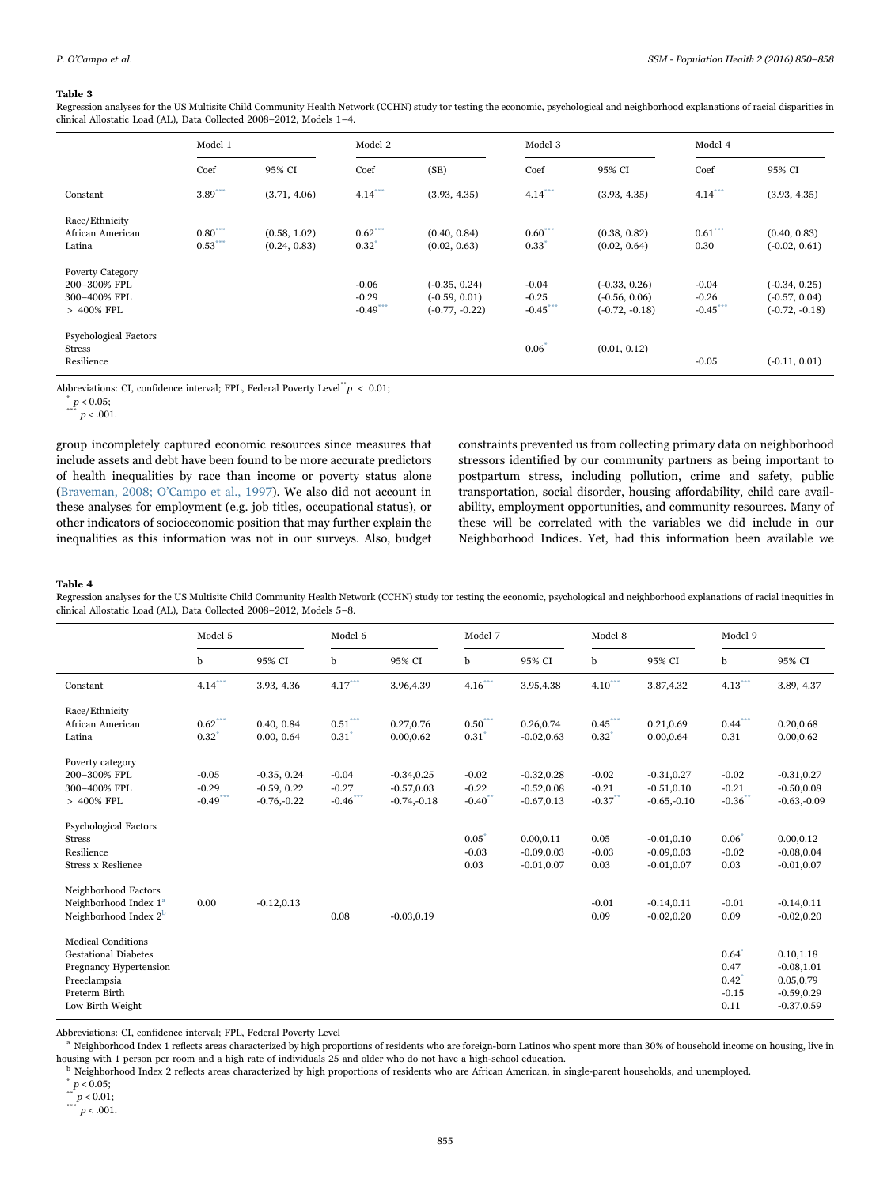**Table 3**

Regression analyses for the US Multisite Child Community Health Network (CCHN) study tor testing the economic, psychological and neighborhood explanations of racial disparities in clinical Allostatic Load (AL), Data Collected 2008–2012, Models 1–4.

| | Model 1 | | Model 2 | | Model 3 | | Model 4 | |
|---|---|---|---|---|---|---|---|---|
| | Coef | 95% CI | Coef | (SE) | Coef | 95% CI | Coef | 95% CI |
| Constant | 3.89*** | (3.71, 4.06) | 4.14*** | (3.93, 4.35) | 4.14*** | (3.93, 4.35) | 4.14*** | (3.93, 4.35) |
| Race/Ethnicity | | | | | | | | |
| African American | 0.80*** | (0.58, 1.02) | 0.62*** | (0.40, 0.84) | 0.60*** | (0.38, 0.82) | 0.61*** | (0.40, 0.83) |
| Latina | 0.53*** | (0.24, 0.83) | 0.32* | (0.02, 0.63) | 0.33* | (0.02, 0.64) | 0.30 | (-0.02, 0.61) |
| Poverty Category | | | | | | | | |
| 200–300% FPL | | | -0.06 | (-0.35, 0.24) | -0.04 | (-0.33, 0.26) | -0.04 | (-0.34, 0.25) |
| 300–400% FPL | | | -0.29 | (-0.59, 0.01) | -0.25 | (-0.56, 0.06) | -0.26 | (-0.57, 0.04) |
| > 400% FPL | | | -0.49*** | (-0.77, -0.22) | -0.45*** | (-0.72, -0.18) | -0.45*** | (-0.72, -0.18) |
| Psychological Factors | | | | | | | | |
| Stress | | | | | 0.06* | (0.01, 0.12) | | |
| Resilience | | | | | | | -0.05 | (-0.11, 0.01) |

Abbreviations: CI, confidence interval; FPL, Federal Poverty Level ** $p < 0.01$;
* $p < 0.05$;
*** $p < .001$.

group incompletely captured economic resources since measures that include assets and debt have been found to be more accurate predictors of health inequalities by race than income or poverty status alone (Braveman, 2008; O'Campo et al., 1997). We also did not account in these analyses for employment (e.g. job titles, occupational status), or other indicators of socioeconomic position that may further explain the inequalities as this information was not in our surveys. Also, budget constraints prevented us from collecting primary data on neighborhood stressors identified by our community partners as being important to postpartum stress, including pollution, crime and safety, public transportation, social disorder, housing affordability, child care availability, employment opportunities, and community resources. Many of these will be correlated with the variables we did include in our Neighborhood Indices. Yet, had this information been available we

**Table 4**

Regression analyses for the US Multisite Child Community Health Network (CCHN) study tor testing the economic, psychological and neighborhood explanations of racial inequities in clinical Allostatic Load (AL), Data Collected 2008–2012, Models 5–8.

| | Model 5 | | Model 6 | | Model 7 | | Model 8 | | Model 9 | |
|---|---|---|---|---|---|---|---|---|---|---|
| | b | 95% CI | b | 95% CI | b | 95% CI | b | 95% CI | b | 95% CI |
| Constant | 4.14*** | 3.93, 4.36 | 4.17*** | 3.96,4.39 | 4.16*** | 3.95,4.38 | 4.10*** | 3.87,4.32 | 4.13*** | 3.89, 4.37 |
| Race/Ethnicity | | | | | | | | | | |
| African American | 0.62*** | 0.40, 0.84 | 0.51*** | 0.27,0.76 | 0.50*** | 0.26,0.74 | 0.45*** | 0.21,0.69 | 0.44*** | 0.20,0.68 |
| Latina | 0.32* | 0.00, 0.64 | 0.31* | 0.00,0.62 | 0.31* | -0.02,0.63 | 0.32* | 0.00,0.64 | 0.31 | 0.00,0.62 |
| Poverty category | | | | | | | | | | |
| 200–300% FPL | -0.05 | -0.35, 0.24 | -0.04 | -0.34,0.25 | -0.02 | -0.32,0.28 | -0.02 | -0.31,0.27 | -0.02 | -0.31,0.27 |
| 300–400% FPL | -0.29 | -0.59, 0.22 | -0.27 | -0.57,0.03 | -0.22 | -0.52,0.08 | -0.21 | -0.51,0.10 | -0.21 | -0.50,0.08 |
| > 400% FPL | -0.49*** | -0.76,-0.22 | -0.46*** | -0.74,-0.18 | -0.40** | -0.67,0.13 | -0.37** | -0.65,-0.10 | -0.36** | -0.63,-0.09 |
| Psychological Factors | | | | | | | | | | |
| Stress | | | | | 0.05* | 0.00,0.11 | 0.05 | -0.01,0.10 | 0.06* | 0.00,0.12 |
| Resilience | | | | | -0.03 | -0.09,0.03 | -0.03 | -0.09,0.03 | -0.02 | -0.08,0.04 |
| Stress x Reslience | | | | | 0.03 | -0.01,0.07 | 0.03 | -0.01,0.07 | 0.03 | -0.01,0.07 |
| Neighborhood Factors | | | | | | | | | | |
| Neighborhood Index 1[a] | 0.00 | -0.12,0.13 | | | | | -0.01 | -0.14,0.11 | -0.01 | -0.14,0.11 |
| Neighborhood Index 2[b] | | | 0.08 | -0.03,0.19 | | | 0.09 | -0.02,0.20 | 0.09 | -0.02,0.20 |
| Medical Conditions | | | | | | | | | | |
| Gestational Diabetes | | | | | | | | | 0.64* | 0.10,1.18 |
| Pregnancy Hypertension | | | | | | | | | 0.47 | -0.08,1.01 |
| Preeclampsia | | | | | | | | | 0.42* | 0.05,0.79 |
| Preterm Birth | | | | | | | | | -0.15 | -0.59,0.29 |
| Low Birth Weight | | | | | | | | | 0.11 | -0.37,0.59 |

Abbreviations: CI, confidence interval; FPL, Federal Poverty Level

[a] Neighborhood Index 1 reflects areas characterized by high proportions of residents who are foreign-born Latinos who spent more than 30% of household income on housing, live in housing with 1 person per room and a high rate of individuals 25 and older who do not have a high-school education.

[b] Neighborhood Index 2 reflects areas characterized by high proportions of residents who are African American, in single-parent households, and unemployed.

* $p < 0.05$;
** $p < 0.01$;
*** $p < .001$.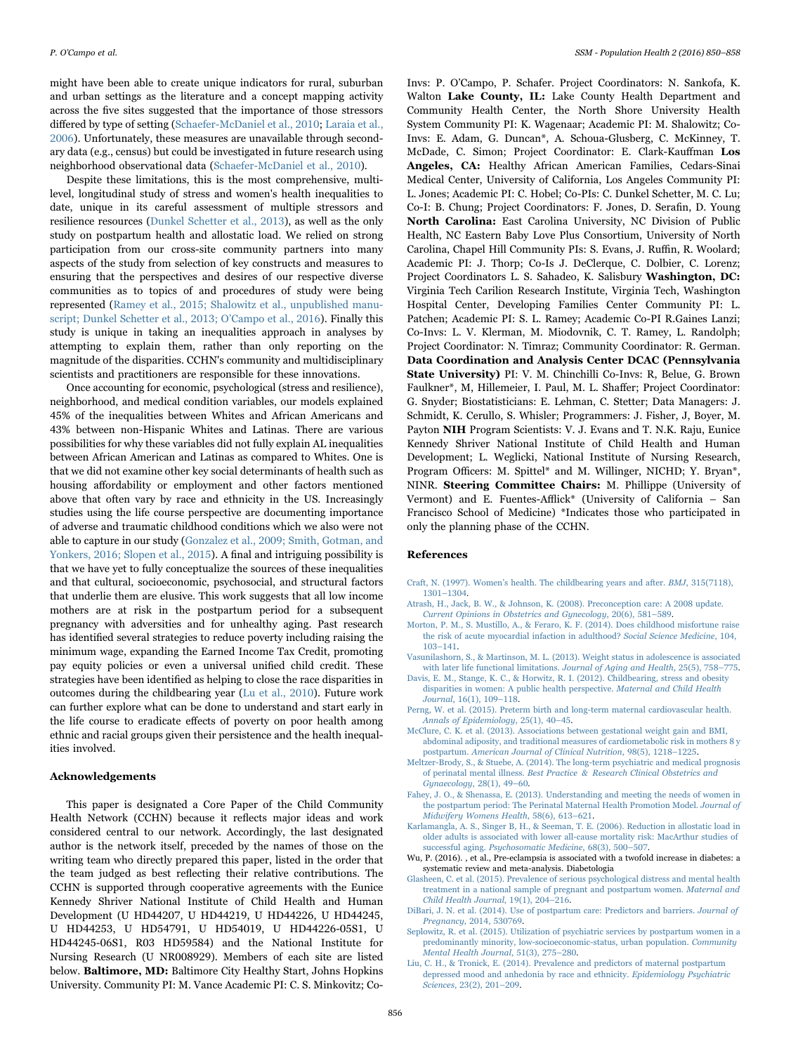might have been able to create unique indicators for rural, suburban and urban settings as the literature and a concept mapping activity across the five sites suggested that the importance of those stressors differed by type of setting (Schaefer-McDaniel et al., 2010; Laraia et al., 2006). Unfortunately, these measures are unavailable through secondary data (e.g., census) but could be investigated in future research using neighborhood observational data (Schaefer-McDaniel et al., 2010).

Despite these limitations, this is the most comprehensive, multi-level, longitudinal study of stress and women's health inequalities to date, unique in its careful assessment of multiple stressors and resilience resources (Dunkel Schetter et al., 2013), as well as the only study on postpartum health and allostatic load. We relied on strong participation from our cross-site community partners into many aspects of the study from selection of key constructs and measures to ensuring that the perspectives and desires of our respective diverse communities as to topics of and procedures of study were being represented (Ramey et al., 2015; Shalowitz et al., unpublished manuscript; Dunkel Schetter et al., 2013; O'Campo et al., 2016). Finally this study is unique in taking an inequalities approach in analyses by attempting to explain them, rather than only reporting on the magnitude of the disparities. CCHN's community and multidisciplinary scientists and practitioners are responsible for these innovations.

Once accounting for economic, psychological (stress and resilience), neighborhood, and medical condition variables, our models explained 45% of the inequalities between Whites and African Americans and 43% between non-Hispanic Whites and Latinas. There are various possibilities for why these variables did not fully explain AL inequalities between African American and Latinas as compared to Whites. One is that we did not examine other key social determinants of health such as housing affordability or employment and other factors mentioned above that often vary by race and ethnicity in the US. Increasingly studies using the life course perspective are documenting importance of adverse and traumatic childhood conditions which we also were not able to capture in our study (Gonzalez et al., 2009; Smith, Gotman, and Yonkers, 2016; Slopen et al., 2015). A final and intriguing possibility is that we have yet to fully conceptualize the sources of these inequalities and that cultural, socioeconomic, psychosocial, and structural factors that underlie them are elusive. This work suggests that all low income mothers are at risk in the postpartum period for a subsequent pregnancy with adversities and for unhealthy aging. Past research has identified several strategies to reduce poverty including raising the minimum wage, expanding the Earned Income Tax Credit, promoting pay equity policies or even a universal unified child credit. These strategies have been identified as helping to close the race disparities in outcomes during the childbearing year (Lu et al., 2010). Future work can further explore what can be done to understand and start early in the life course to eradicate effects of poverty on poor health among ethnic and racial groups given their persistence and the health inequalities involved.

## Acknowledgements

This paper is designated a Core Paper of the Child Community Health Network (CCHN) because it reflects major ideas and work considered central to our network. Accordingly, the last designated author is the network itself, preceded by the names of those on the writing team who directly prepared this paper, listed in the order that the team judged as best reflecting their relative contributions. The CCHN is supported through cooperative agreements with the Eunice Kennedy Shriver National Institute of Child Health and Human Development (U HD44207, U HD44219, U HD44226, U HD44245, U HD44253, U HD54791, U HD54019, U HD44226-05S1, U HD44245-06S1, R03 HD59584) and the National Institute for Nursing Research (U NR008929). Members of each site are listed below. **Baltimore, MD:** Baltimore City Healthy Start, Johns Hopkins University. Community PI: M. Vance Academic PI: C. S. Minkovitz; Co-Invs: P. O'Campo, P. Schafer. Project Coordinators: N. Sankofa, K. Walton **Lake County, IL:** Lake County Health Department and Community Health Center, the North Shore University Health System Community PI: K. Wagenaar; Academic PI: M. Shalowitz; Co-Invs: E. Adam, G. Duncan*, A. Schoua-Glusberg, C. McKinney, T. McDade, C. Simon; Project Coordinator: E. Clark-Kauffman **Los Angeles, CA:** Healthy African American Families, Cedars-Sinai Medical Center, University of California, Los Angeles Community PI: L. Jones; Academic PI: C. Hobel; Co-PIs: C. Dunkel Schetter, M. C. Lu; Co-I: B. Chung; Project Coordinators: F. Jones, D. Serafin, D. Young **North Carolina:** East Carolina University, NC Division of Public Health, NC Eastern Baby Love Plus Consortium, University of North Carolina, Chapel Hill Community PIs: S. Evans, J. Ruffin, R. Woolard; Academic PI: J. Thorp; Co-Is J. DeClerque, C. Dolbier, C. Lorenz; Project Coordinators L. S. Sahadeo, K. Salisbury **Washington, DC:** Virginia Tech Carilion Research Institute, Virginia Tech, Washington Hospital Center, Developing Families Center Community PI: L. Patchen; Academic PI: S. L. Ramey; Academic Co-PI R.Gaines Lanzi; Co-Invs: L. V. Klerman, M. Miodovnik, C. T. Ramey, L. Randolph; Project Coordinator: N. Timraz; Community Coordinator: R. German. **Data Coordination and Analysis Center DCAC (Pennsylvania State University)** PI: V. M. Chinchilli Co-Invs: R, Belue, G. Brown Faulkner*, M, Hillemeier, I. Paul, M. L. Shaffer; Project Coordinator: G. Snyder; Biostatisticians: E. Lehman, C. Stetter; Data Managers: J. Schmidt, K. Cerullo, S. Whisler; Programmers: J. Fisher, J, Boyer, M. Payton **NIH** Program Scientists: V. J. Evans and T. N.K. Raju, Eunice Kennedy Shriver National Institute of Child Health and Human Development; L. Weglicki, National Institute of Nursing Research, Program Officers: M. Spittel* and M. Willinger, NICHD; Y. Bryan*, NINR. **Steering Committee Chairs:** M. Phillippe (University of Vermont) and E. Fuentes-Afflick* (University of California – San Francisco School of Medicine) *Indicates those who participated in only the planning phase of the CCHN.

## References

Craft, N. (1997). Women's health. The childbearing years and after. *BMJ*, 315(7118), 1301–1304.

Atrash, H., Jack, B. W., & Johnson, K. (2008). Preconception care: A 2008 update. *Current Opinions in Obstetrics and Gynecology*, 20(6), 581–589.

Morton, P. M., S. Mustillo, A., & Feraro, K. F. (2014). Does childhood misfortune raise the risk of acute myocardial infaction in adulthood? *Social Science Medicine*, 104, 103–141.

Vasunilashorn, S., & Martinson, M. L. (2013). Weight status in adolescence is associated with later life functional limitations. *Journal of Aging and Health*, 25(5), 758–775.

Davis, E. M., Stange, K. C., & Horwitz, R. I. (2012). Childbearing, stress and obesity disparities in women: A public health perspective. *Maternal and Child Health Journal*, 16(1), 109–118.

Perng, W. et al. (2015). Preterm birth and long-term maternal cardiovascular health. *Annals of Epidemiology*, 25(1), 40–45.

McClure, C. K. et al. (2013). Associations between gestational weight gain and BMI, abdominal adiposity, and traditional measures of cardiometabolic risk in mothers 8 y postpartum. *American Journal of Clinical Nutrition*, 98(5), 1218–1225.

Meltzer-Brody, S., & Stuebe, A. (2014). The long-term psychiatric and medical prognosis of perinatal mental illness. *Best Practice & Research Clinical Obstetrics and Gynaecology*, 28(1), 49–60.

Fahey, J. O., & Shenassa, E. (2013). Understanding and meeting the needs of women in the postpartum period: The Perinatal Maternal Health Promotion Model. *Journal of Midwifery Womens Health*, 58(6), 613–621.

Karlamangla, A. S., Singer B, H., & Seeman, T. E. (2006). Reduction in allostatic load in older adults is associated with lower all-cause mortality risk: MacArthur studies of successful aging. *Psychosomatic Medicine*, 68(3), 500–507.

Wu, P. (2016). , et al., Pre-eclampsia is associated with a twofold increase in diabetes: a systematic review and meta-analysis. Diabetologia

Glasheen, C. et al. (2015). Prevalence of serious psychological distress and mental health treatment in a national sample of pregnant and postpartum women. *Maternal and Child Health Journal*, 19(1), 204–216.

DiBari, J. N. et al. (2014). Use of postpartum care: Predictors and barriers. *Journal of Pregnancy*, 2014, 530769.

Seplowitz, R. et al. (2015). Utilization of psychiatric services by postpartum women in a predominantly minority, low-socioeconomic-status, urban population. *Community Mental Health Journal*, 51(3), 275–280.

Liu, C. H., & Tronick, E. (2014). Prevalence and predictors of maternal postpartum depressed mood and anhedonia by race and ethnicity. *Epidemiology Psychiatric Sciences*, 23(2), 201–209.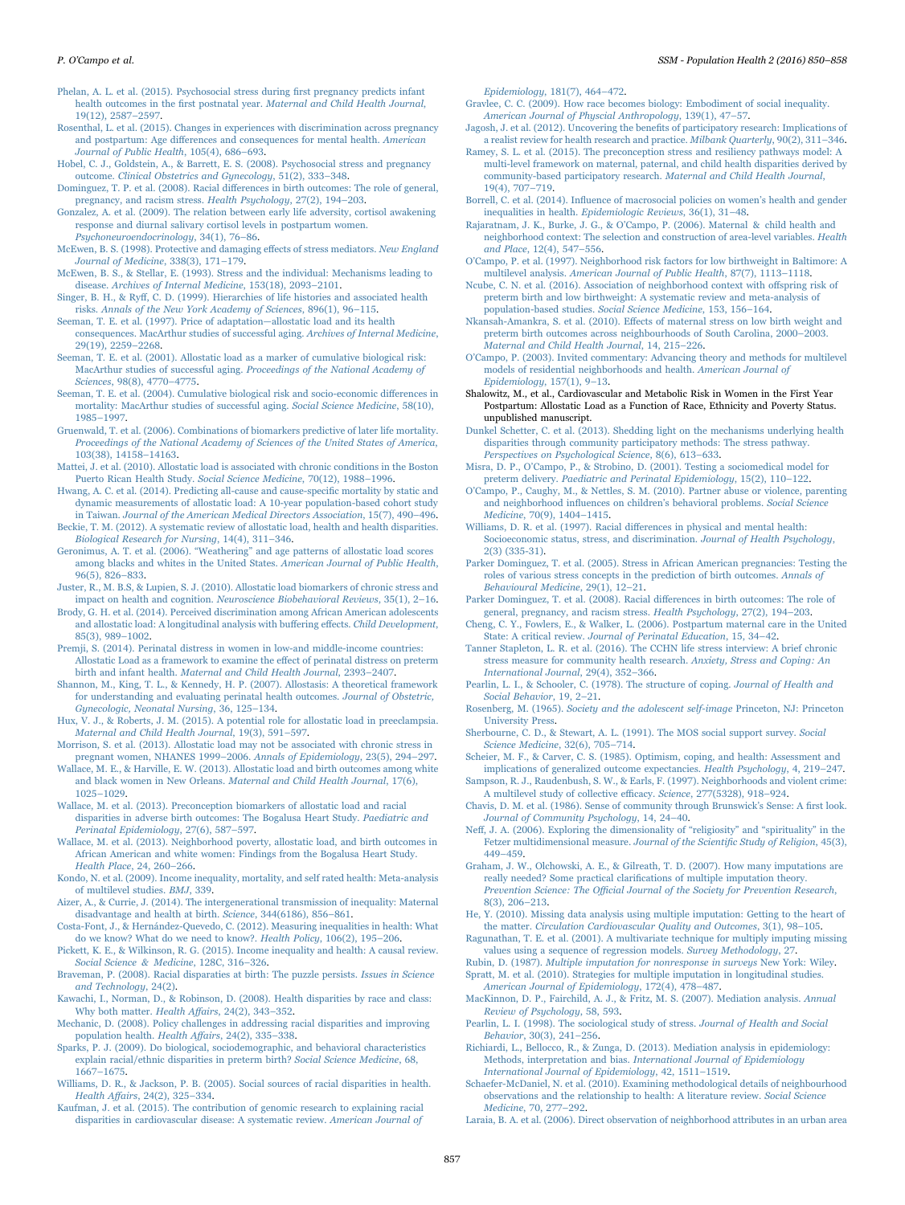Phelan, A. L. et al. (2015). Psychosocial stress during first pregnancy predicts infant health outcomes in the first postnatal year. *Maternal and Child Health Journal*, 19(12), 2587–2597.

Rosenthal, L. et al. (2015). Changes in experiences with discrimination across pregnancy and postpartum: Age differences and consequences for mental health. *American Journal of Public Health*, 105(4), 686–693.

Hobel, C. J., Goldstein, A., & Barrett, E. S. (2008). Psychosocial stress and pregnancy outcome. *Clinical Obstetrics and Gynecology*, 51(2), 333–348.

Dominguez, T. P. et al. (2008). Racial differences in birth outcomes: The role of general, pregnancy, and racism stress. *Health Psychology*, 27(2), 194–203.

Gonzalez, A. et al. (2009). The relation between early life adversity, cortisol awakening response and diurnal salivary cortisol levels in postpartum women. *Psychoneuroendocrinology*, 34(1), 76–86.

McEwen, B. S. (1998). Protective and damaging effects of stress mediators. *New England Journal of Medicine*, 338(3), 171–179.

McEwen, B. S., & Stellar, E. (1993). Stress and the individual: Mechanisms leading to disease. *Archives of Internal Medicine*, 153(18), 2093–2101.

Singer, B. H., & Ryff, C. D. (1999). Hierarchies of life histories and associated health risks. *Annals of the New York Academy of Sciences*, 896(1), 96–115.

Seeman, T. E. et al. (1997). Price of adaptation—allostatic load and its health consequences. MacArthur studies of successful aging. *Archives of Internal Medicine*, 29(19), 2259–2268.

Seeman, T. E. et al. (2001). Allostatic load as a marker of cumulative biological risk: MacArthur studies of successful aging. *Proceedings of the National Academy of Sciences*, 98(8), 4770–4775.

Seeman, T. E. et al. (2004). Cumulative biological risk and socio-economic differences in mortality: MacArthur studies of successful aging. *Social Science Medicine*, 58(10), 1985–1997.

Gruenwald, T. et al. (2006). Combinations of biomarkers predictive of later life mortality. *Proceedings of the National Academy of Sciences of the United States of America*, 103(38), 14158–14163.

Mattei, J. et al. (2010). Allostatic load is associated with chronic conditions in the Boston Puerto Rican Health Study. *Social Science Medicine*, 70(12), 1988–1996.

Hwang, A. C. et al. (2014). Predicting all-cause and cause-specific mortality by static and dynamic measurements of allostatic load: A 10-year population-based cohort study in Taiwan. *Journal of the American Medical Directors Association*, 15(7), 490–496.

Beckie, T. M. (2012). A systematic review of allostatic load, health and health disparities. *Biological Research for Nursing*, 14(4), 311–346.

Geronimus, A. T. et al. (2006). "Weathering" and age patterns of allostatic load scores among blacks and whites in the United States. *American Journal of Public Health*, 96(5), 826–833.

Juster, R., M. B.S, & Lupien, S. J. (2010). Allostatic load biomarkers of chronic stress and impact on health and cognition. *Neuroscience Biobehavioral Reviews*, 35(1), 2–16.

Brody, G. H. et al. (2014). Perceived discrimination among African American adolescents and allostatic load: A longitudinal analysis with buffering effects. *Child Development*, 85(3), 989–1002.

Premji, S. (2014). Perinatal distress in women in low-and middle-income countries: Allostatic Load as a framework to examine the effect of perinatal distress on preterm birth and infant health. *Maternal and Child Health Journal*, 2393–2407.

Shannon, M., King, T. L., & Kennedy, H. P. (2007). Allostasis: A theoretical framework for understanding and evaluating perinatal health outcomes. *Journal of Obstetric, Gynecologic, Neonatal Nursing*, 36, 125–134.

Hux, V. J., & Roberts, J. M. (2015). A potential role for allostatic load in preeclampsia. *Maternal and Child Health Journal*, 19(3), 591–597.

Morrison, S. et al. (2013). Allostatic load may not be associated with chronic stress in pregnant women, NHANES 1999–2006. *Annals of Epidemiology*, 23(5), 294–297.

Wallace, M. E., & Harville, E. W. (2013). Allostatic load and birth outcomes among white and black women in New Orleans. *Maternal and Child Health Journal*, 17(6), 1025–1029.

Wallace, M. et al. (2013). Preconception biomarkers of allostatic load and racial disparities in adverse birth outcomes: The Bogalusa Heart Study. *Paediatric and Perinatal Epidemiology*, 27(6), 587–597.

Wallace, M. et al. (2013). Neighborhood poverty, allostatic load, and birth outcomes in African American and white women: Findings from the Bogalusa Heart Study. *Health Place*, 24, 260–266.

Kondo, N. et al. (2009). Income inequality, mortality, and self rated health: Meta-analysis of multilevel studies. *BMJ*, 339.

Aizer, A., & Currie, J. (2014). The intergenerational transmission of inequality: Maternal disadvantage and health at birth. *Science*, 344(6186), 856–861.

Costa-Font, J., & Hernández-Quevedo, C. (2012). Measuring inequalities in health: What do we know? What do we need to know?. *Health Policy*, 106(2), 195–206.

Pickett, K. E., & Wilkinson, R. G. (2015). Income inequality and health: A causal review. *Social Science & Medicine*, 128C, 316–326.

Braveman, P. (2008). Racial disparaties at birth: The puzzle persists. *Issues in Science and Technology*, 24(2).

Kawachi, I., Norman, D., & Robinson, D. (2008). Health disparities by race and class: Why both matter. *Health Affairs*, 24(2), 343–352.

Mechanic, D. (2008). Policy challenges in addressing racial disparities and improving population health. *Health Affairs*, 24(2), 335–338.

Sparks, P. J. (2009). Do biological, sociodemographic, and behavioral characteristics explain racial/ethnic disparities in preterm birth? *Social Science Medicine*, 68, 1667–1675.

Williams, D. R., & Jackson, P. B. (2005). Social sources of racial disparities in health. *Health Affairs*, 24(2), 325–334.

Kaufman, J. et al. (2015). The contribution of genomic research to explaining racial disparities in cardiovascular disease: A systematic review. *American Journal of Epidemiology*, 181(7), 464–472.

Gravlee, C. C. (2009). How race becomes biology: Embodiment of social inequality. *American Journal of Physcial Anthropology*, 139(1), 47–57.

Jagosh, J. et al. (2012). Uncovering the benefits of participatory research: Implications of a realist review for health research and practice. *Milbank Quarterly*, 90(2), 311–346.

Ramey, S. L. et al. (2015). The preconception stress and resiliency pathways model: A multi-level framework on maternal, paternal, and child health disparities derived by community-based participatory research. *Maternal and Child Health Journal*, 19(4), 707–719.

Borrell, C. et al. (2014). Influence of macrosocial policies on women's health and gender inequalities in health. *Epidemiologic Reviews*, 36(1), 31–48.

Rajaratnam, J. K., Burke, J. G., & O'Campo, P. (2006). Maternal & child health and neighborhood context: The selection and construction of area-level variables. *Health and Place*, 12(4), 547–556.

O'Campo, P. et al. (1997). Neighborhood risk factors for low birthweight in Baltimore: A multilevel analysis. *American Journal of Public Health*, 87(7), 1113–1118.

Ncube, C. N. et al. (2016). Association of neighborhood context with offspring risk of preterm birth and low birthweight: A systematic review and meta-analysis of population-based studies. *Social Science Medicine*, 153, 156–164.

Nkansah-Amankra, S. et al. (2010). Effects of maternal stress on low birth weight and preterm birth outcomes across neighbourhoods of South Carolina, 2000–2003. *Maternal and Child Health Journal*, 14, 215–226.

O'Campo, P. (2003). Invited commentary: Advancing theory and methods for multilevel models of residential neighborhoods and health. *American Journal of Epidemiology*, 157(1), 9–13.

Shalowitz, M., et al., Cardiovascular and Metabolic Risk in Women in the First Year Postpartum: Allostatic Load as a Function of Race, Ethnicity and Poverty Status. unpublished manuscript.

Dunkel Schetter, C. et al. (2013). Shedding light on the mechanisms underlying health disparities through community participatory methods: The stress pathway. *Perspectives on Psychological Science*, 8(6), 613–633.

Misra, D. P., O'Campo, P., & Strobino, D. (2001). Testing a sociomedical model for preterm delivery. *Paediatric and Perinatal Epidemiology*, 15(2), 110–122.

O'Campo, P., Caughy, M., & Nettles, S. M. (2010). Partner abuse or violence, parenting and neighborhood influences on children's behavioral problems. *Social Science Medicine*, 70(9), 1404–1415.

Williams, D. R. et al. (1997). Racial differences in physical and mental health: Socioeconomic status, stress, and discrimination. *Journal of Health Psychology*, 2(3) (335-31).

Parker Dominguez, T. et al. (2005). Stress in African American pregnancies: Testing the roles of various stress concepts in the prediction of birth outcomes. *Annals of Behavioural Medicine*, 29(1), 12–21.

Parker Dominguez, T. et al. (2008). Racial differences in birth outcomes: The role of general, pregnancy, and racism stress. *Health Psychology*, 27(2), 194–203.

Cheng, C. Y., Fowlers, E., & Walker, L. (2006). Postpartum maternal care in the United State: A critical review. *Journal of Perinatal Education*, 15, 34–42.

Tanner Stapleton, L. R. et al. (2016). The CCHN life stress interview: A brief chronic stress measure for community health research. *Anxiety, Stress and Coping: An International Journal*, 29(4), 352–366.

Pearlin, L. I., & Schooler, C. (1978). The structure of coping. *Journal of Health and Social Behavior*, 19, 2–21.

Rosenberg, M. (1965). *Society and the adolescent self-image* Princeton, NJ: Princeton University Press.

Sherbourne, C. D., & Stewart, A. L. (1991). The MOS social support survey. *Social Science Medicine*, 32(6), 705–714.

Scheier, M. F., & Carver, C. S. (1985). Optimism, coping, and health: Assessment and implications of generalized outcome expectancies. *Health Psychology*, 4, 219–247.

Sampson, R. J., Raudenbush, S. W., & Earls, F. (1997). Neighborhoods and violent crime: A multilevel study of collective efficacy. *Science*, 277(5328), 918–924.

Chavis, D. M. et al. (1986). Sense of community through Brunswick's Sense: A first look. *Journal of Community Psychology*, 14, 24–40.

Neff, J. A. (2006). Exploring the dimensionality of "religiosity" and "spirituality" in the Fetzer multidimensional measure. *Journal of the Scientific Study of Religion*, 45(3), 449–459.

Graham, J. W., Olchowski, A. E., & Gilreath, T. D. (2007). How many imputations are really needed? Some practical clarifications of multiple imputation theory. *Prevention Science: The Official Journal of the Society for Prevention Research*, 8(3), 206–213.

He, Y. (2010). Missing data analysis using multiple imputation: Getting to the heart of the matter. *Circulation Cardiovascular Quality and Outcomes*, 3(1), 98–105.

Ragunathan, T. E. et al. (2001). A multivariate technique for multiply imputing missing values using a sequence of regression models. *Survey Methodology*, 27.

Rubin, D. (1987). *Multiple imputation for nonresponse in surveys* New York: Wiley.

Spratt, M. et al. (2010). Strategies for multiple imputation in longitudinal studies. *American Journal of Epidemiology*, 172(4), 478–487.

MacKinnon, D. P., Fairchild, A. J., & Fritz, M. S. (2007). Mediation analysis. *Annual Review of Psychology*, 58, 593.

Pearlin, L. I. (1998). The sociological study of stress. *Journal of Health and Social Behavior*, 30(3), 241–256.

Richiardi, L., Bellocco, R., & Zunga, D. (2013). Mediation analysis in epidemiology: Methods, interpretation and bias. *International Journal of Epidemiology International Journal of Epidemiology*, 42, 1511–1519.

Schaefer-McDaniel, N. et al. (2010). Examining methodological details of neighbourhood observations and the relationship to health: A literature review. *Social Science Medicine*, 70, 277–292.

Laraia, B. A. et al. (2006). Direct observation of neighborhood attributes in an urban area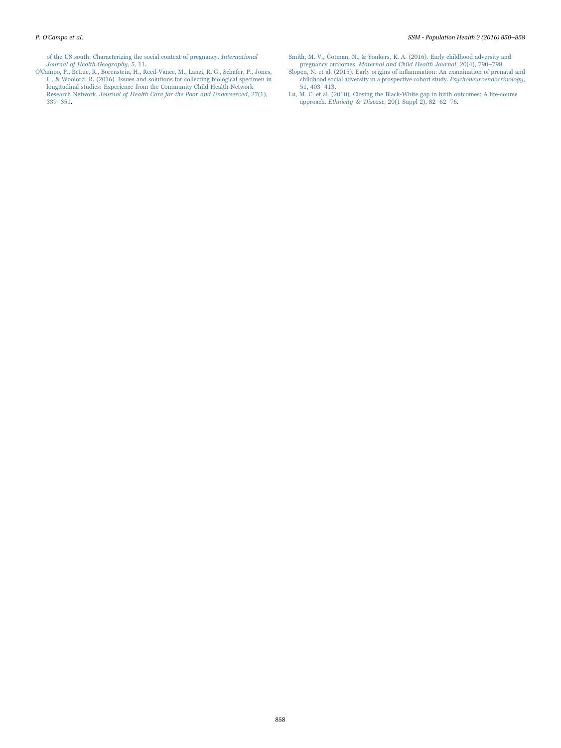of the US south: Characterizing the social context of pregnancy. *International Journal of Health Geography*, 5, 11.

O'Campo, P., BeLue, R., Borenstein, H., Reed-Vance, M., Lanzi, R. G., Schafer, P., Jones, L., & Woolord, R. (2016). Issues and solutions for collecting biological specimen in longitudinal studies: Experience from the Community Child Health Network Research Network. *Journal of Health Care for the Poor and Underserved*, 27(1), 339–351.

Smith, M. V., Gotman, N., & Yonkers, K. A. (2016). Early childhood adversity and pregnancy outcomes. *Maternal and Child Health Journal*, 20(4), 790–798.

Slopen, N. et al. (2015). Early origins of inflammation: An examination of prenatal and childhood social adversity in a prospective cohort study. *Psychoneuroendocrinology*, 51, 403–413.

Lu, M. C. et al. (2010). Closing the Black-White gap in birth outcomes: A life-course approach. *Ethnicity & Disease*, 20(1 Suppl 2), S2–62–76.